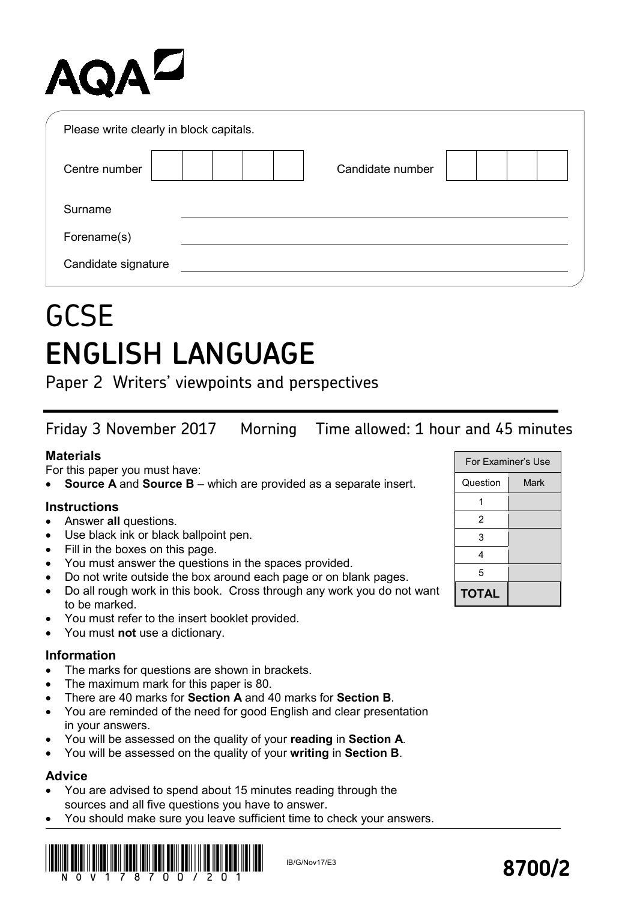AQA

Please write clearly in block capitals.

| Centre number | | | | | | Candidate number | | | | |
|---|---|---|---|---|---|---|---|---|---|---|

Surname ______________________________

Forename(s) ______________________________

Candidate signature ______________________________

# GCSE
# ENGLISH LANGUAGE

## Paper 2 Writers' viewpoints and perspectives

Friday 3 November 2017 Morning Time allowed: 1 hour and 45 minutes

### Materials

For this paper you must have:

- **Source A** and **Source B** – which are provided as a separate insert.

### Instructions

- Answer **all** questions.
- Use black ink or black ballpoint pen.
- Fill in the boxes on this page.
- You must answer the questions in the spaces provided.
- Do not write outside the box around each page or on blank pages.
- Do all rough work in this book. Cross through any work you do not want to be marked.
- You must refer to the insert booklet provided.
- You must **not** use a dictionary.

### Information

- The marks for questions are shown in brackets.
- The maximum mark for this paper is 80.
- There are 40 marks for **Section A** and 40 marks for **Section B**.
- You are reminded of the need for good English and clear presentation in your answers.
- You will be assessed on the quality of your **reading** in **Section A**.
- You will be assessed on the quality of your **writing** in **Section B**.

### Advice

- You are advised to spend about 15 minutes reading through the sources and all five questions you have to answer.
- You should make sure you leave sufficient time to check your answers.

| For Examiner's Use | |
|---|---|
| Question | Mark |
| 1 | |
| 2 | |
| 3 | |
| 4 | |
| 5 | |
| **TOTAL** | |

N O V 1 7 8 7 0 0 / 2 0 1

IB/G/Nov17/E3

**8700/2**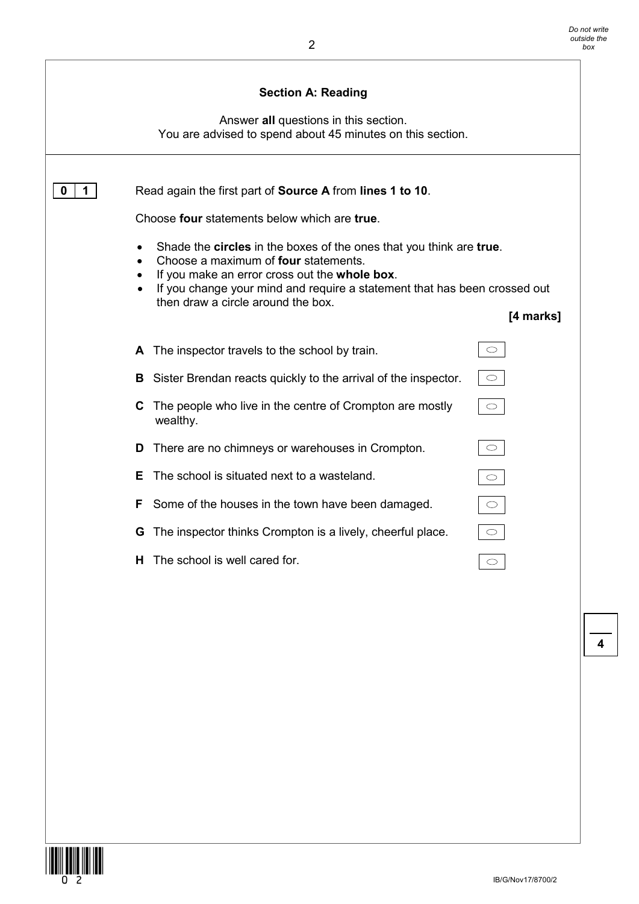## Section A: Reading

Answer **all** questions in this section.
You are advised to spend about 45 minutes on this section.

**0 1** Read again the first part of **Source A** from **lines 1 to 10**.

Choose **four** statements below which are **true**.

- Shade the **circles** in the boxes of the ones that you think are **true**.
- Choose a maximum of **four** statements.
- If you make an error cross out the **whole box**.
- If you change your mind and require a statement that has been crossed out then draw a circle around the box.

**[4 marks]**

**A** The inspector travels to the school by train. ○

**B** Sister Brendan reacts quickly to the arrival of the inspector. ○

**C** The people who live in the centre of Crompton are mostly wealthy. ○

**D** There are no chimneys or warehouses in Crompton. ○

**E** The school is situated next to a wasteland. ○

**F** Some of the houses in the town have been damaged. ○

**G** The inspector thinks Crompton is a lively, cheerful place. ○

**H** The school is well cared for. ○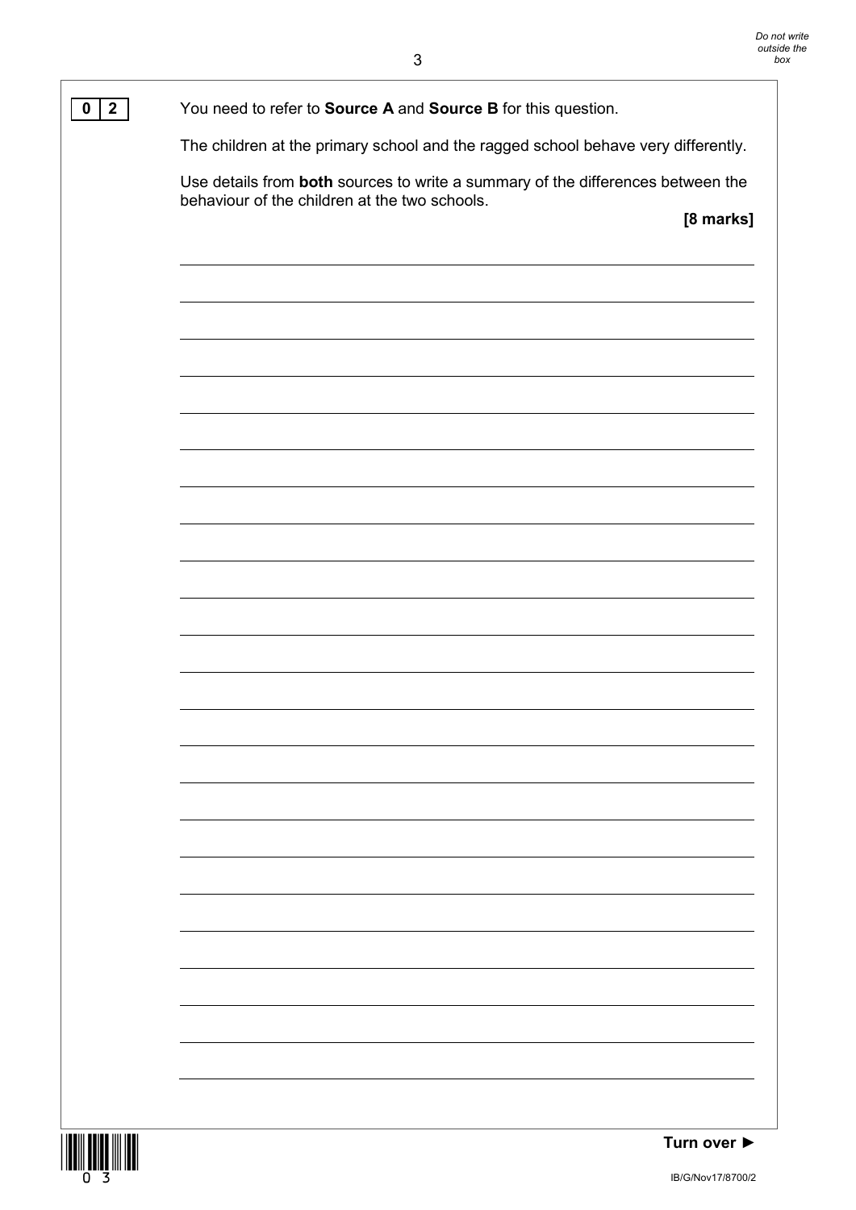**0 2** You need to refer to **Source A** and **Source B** for this question.

The children at the primary school and the ragged school behave very differently.

Use details from **both** sources to write a summary of the differences between the behaviour of the children at the two schools.

**[8 marks]**

**Turn over ►**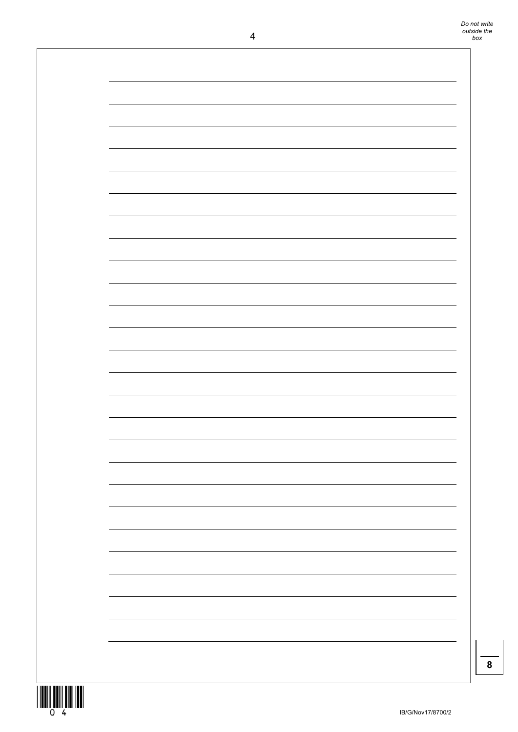8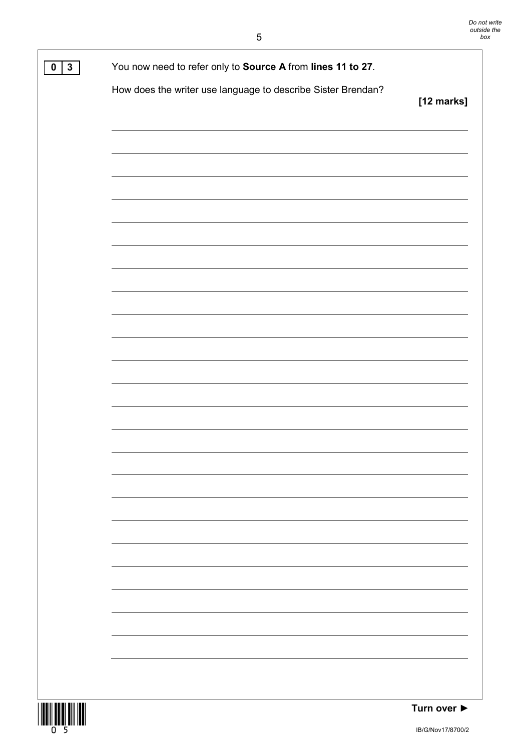**0 3** You now need to refer only to **Source A** from **lines 11 to 27**.

How does the writer use language to describe Sister Brendan?

**[12 marks]**

**Turn over ►**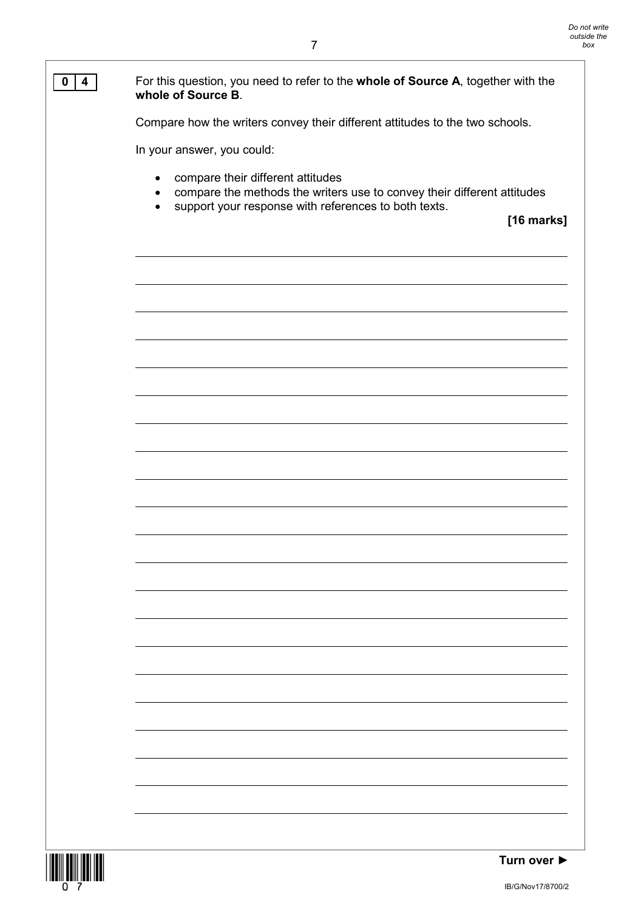**0 4** For this question, you need to refer to the **whole of Source A**, together with the **whole of Source B**.

Compare how the writers convey their different attitudes to the two schools.

In your answer, you could:

- compare their different attitudes
- compare the methods the writers use to convey their different attitudes
- support your response with references to both texts.

**[16 marks]**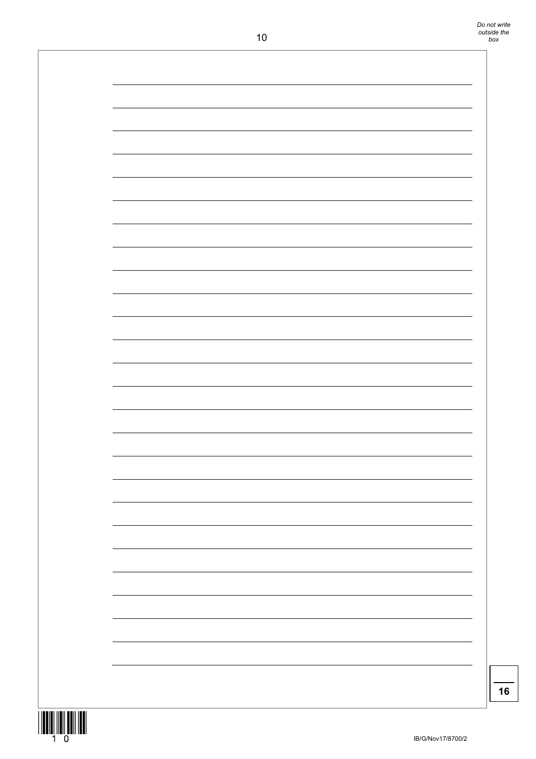16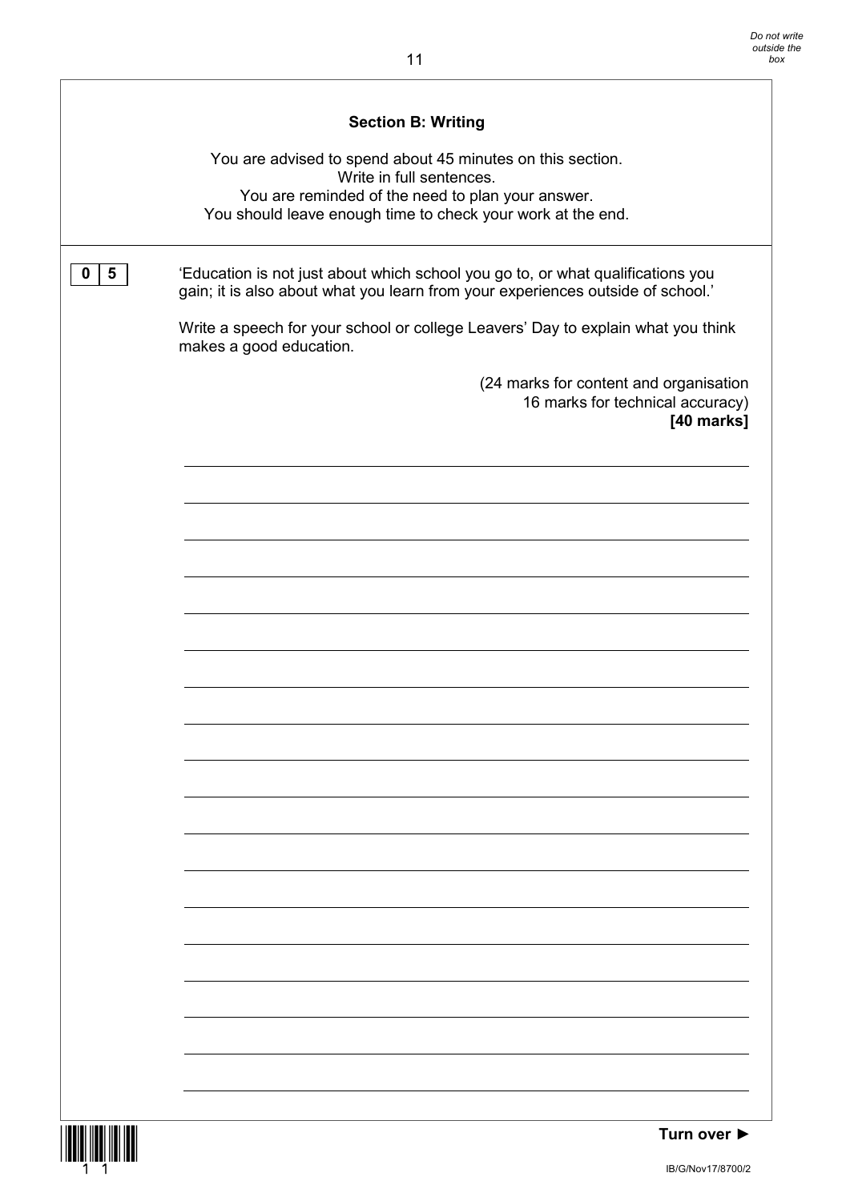## Section B: Writing

You are advised to spend about 45 minutes on this section.
Write in full sentences.
You are reminded of the need to plan your answer.
You should leave enough time to check your work at the end.

**0 5** 'Education is not just about which school you go to, or what qualifications you gain; it is also about what you learn from your experiences outside of school.'

Write a speech for your school or college Leavers' Day to explain what you think makes a good education.

(24 marks for content and organisation
16 marks for technical accuracy)
**[40 marks]**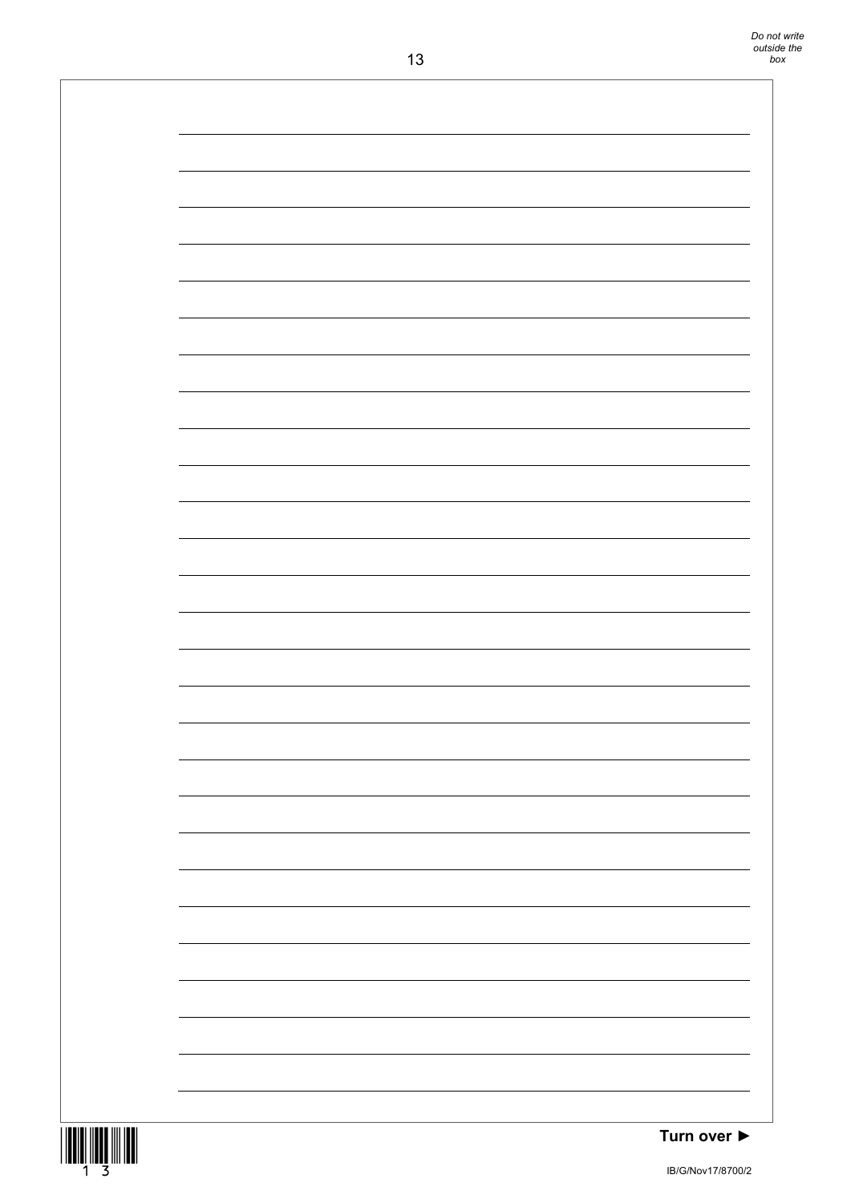Turn over ►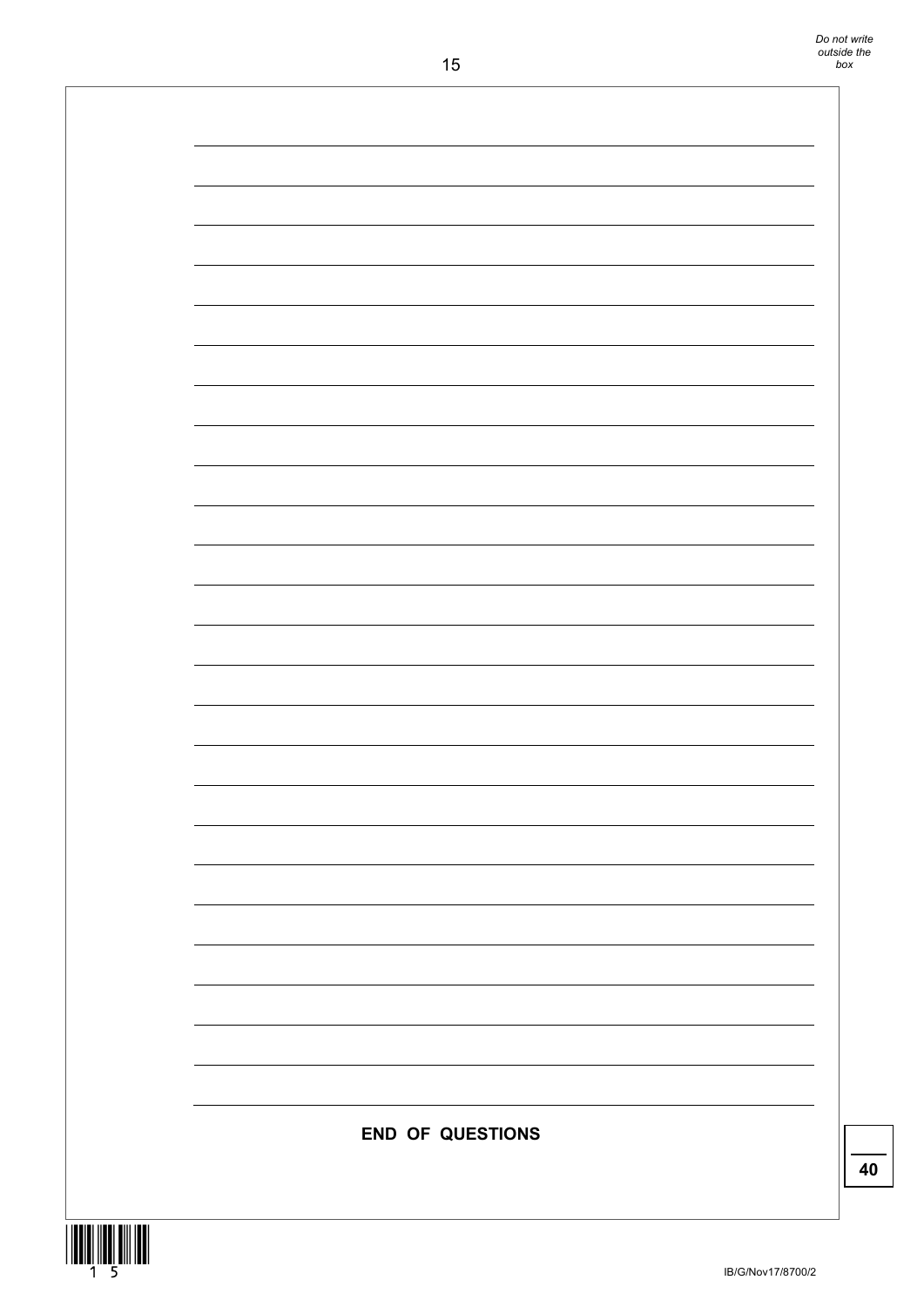**END OF QUESTIONS**

**40**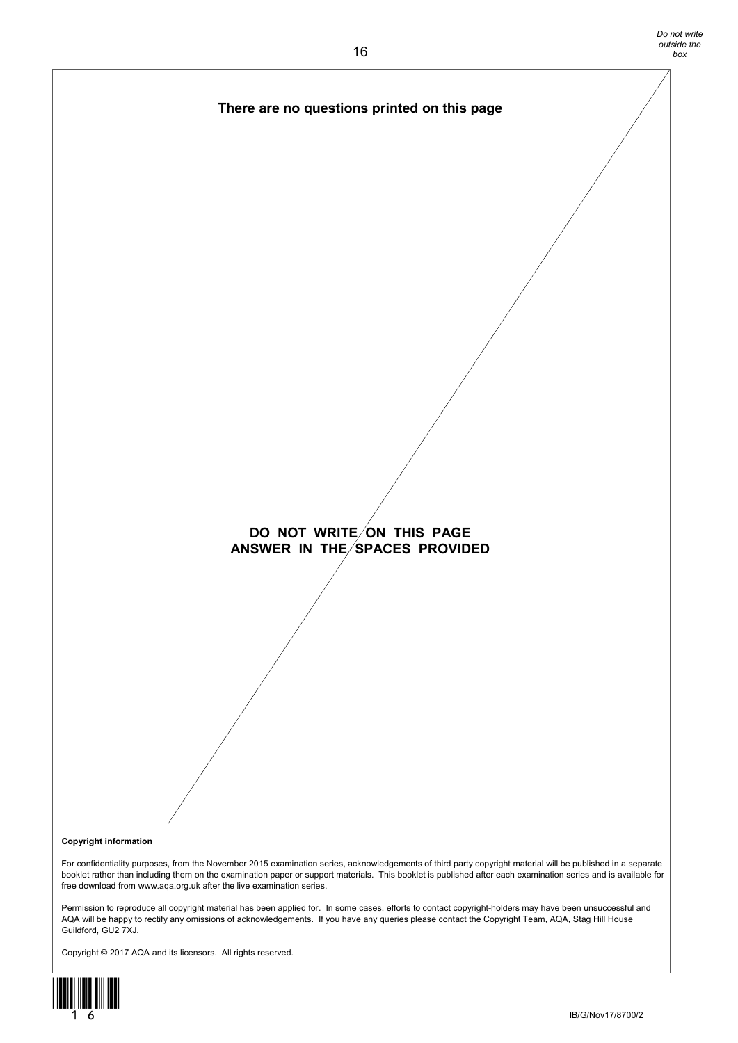**There are no questions printed on this page**

**DO NOT WRITE ON THIS PAGE**
**ANSWER IN THE SPACES PROVIDED**

**Copyright information**

For confidentiality purposes, from the November 2015 examination series, acknowledgements of third party copyright material will be published in a separate booklet rather than including them on the examination paper or support materials. This booklet is published after each examination series and is available for free download from www.aqa.org.uk after the live examination series.

Permission to reproduce all copyright material has been applied for. In some cases, efforts to contact copyright-holders may have been unsuccessful and AQA will be happy to rectify any omissions of acknowledgements. If you have any queries please contact the Copyright Team, AQA, Stag Hill House Guildford, GU2 7XJ.

Copyright © 2017 AQA and its licensors. All rights reserved.